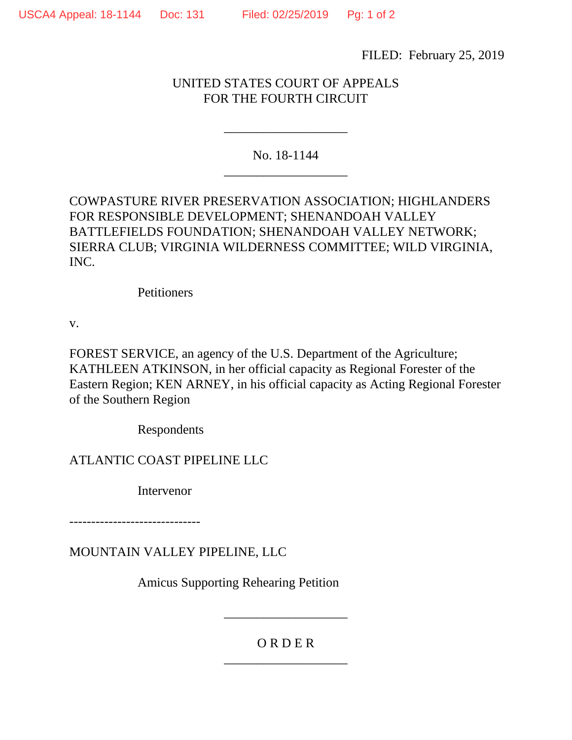FILED: February 25, 2019

UNITED STATES COURT OF APPEALS
FOR THE FOURTH CIRCUIT

___________________

No. 18-1144

___________________

COWPASTURE RIVER PRESERVATION ASSOCIATION; HIGHLANDERS FOR RESPONSIBLE DEVELOPMENT; SHENANDOAH VALLEY BATTLEFIELDS FOUNDATION; SHENANDOAH VALLEY NETWORK; SIERRA CLUB; VIRGINIA WILDERNESS COMMITTEE; WILD VIRGINIA, INC.

Petitioners

v.

FOREST SERVICE, an agency of the U.S. Department of the Agriculture; KATHLEEN ATKINSON, in her official capacity as Regional Forester of the Eastern Region; KEN ARNEY, in his official capacity as Acting Regional Forester of the Southern Region

Respondents

ATLANTIC COAST PIPELINE LLC

Intervenor

------------------------------

MOUNTAIN VALLEY PIPELINE, LLC

Amicus Supporting Rehearing Petition

___________________

O R D E R

___________________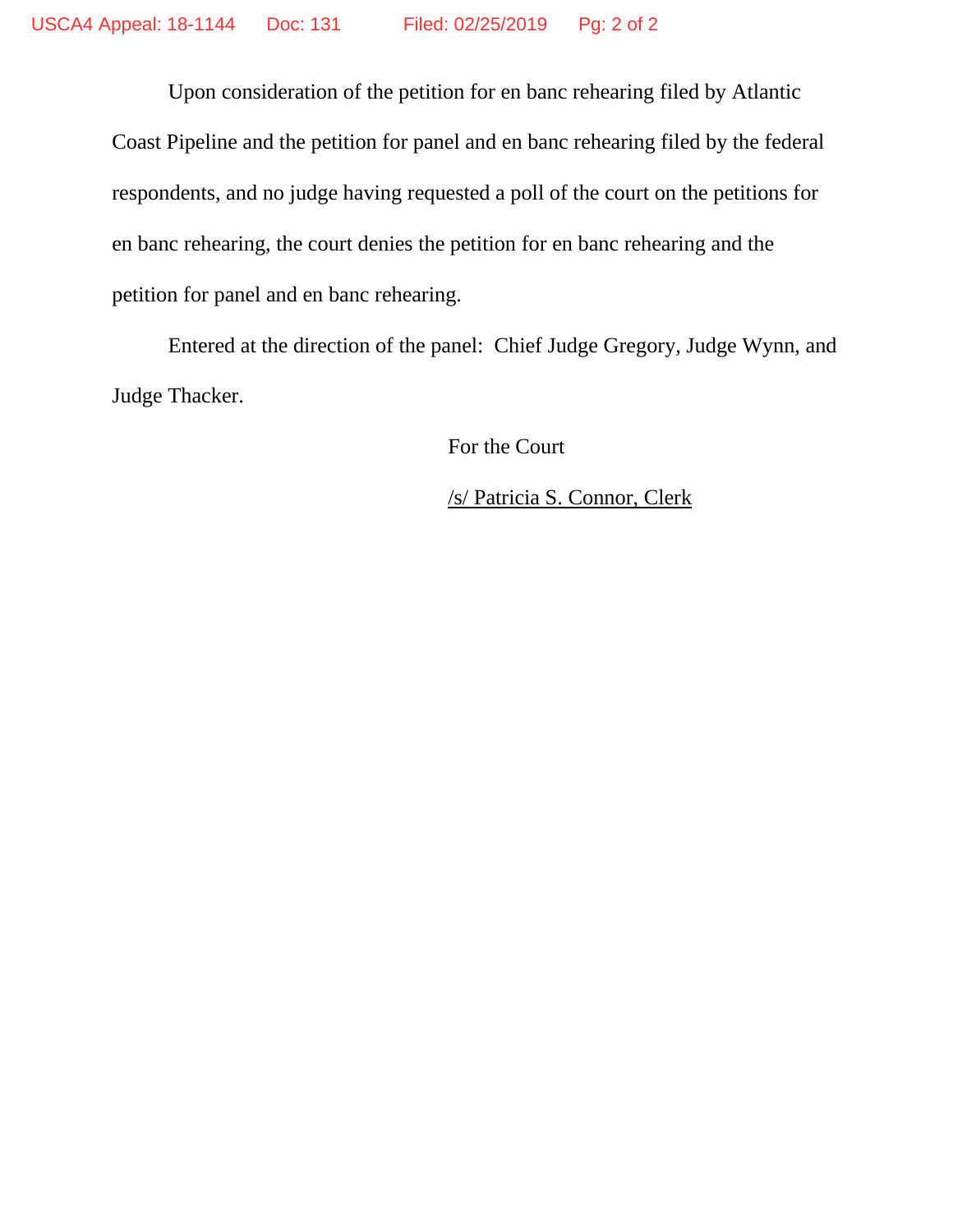Upon consideration of the petition for en banc rehearing filed by Atlantic Coast Pipeline and the petition for panel and en banc rehearing filed by the federal respondents, and no judge having requested a poll of the court on the petitions for en banc rehearing, the court denies the petition for en banc rehearing and the petition for panel and en banc rehearing.

Entered at the direction of the panel: Chief Judge Gregory, Judge Wynn, and Judge Thacker.

For the Court

/s/ Patricia S. Connor, Clerk